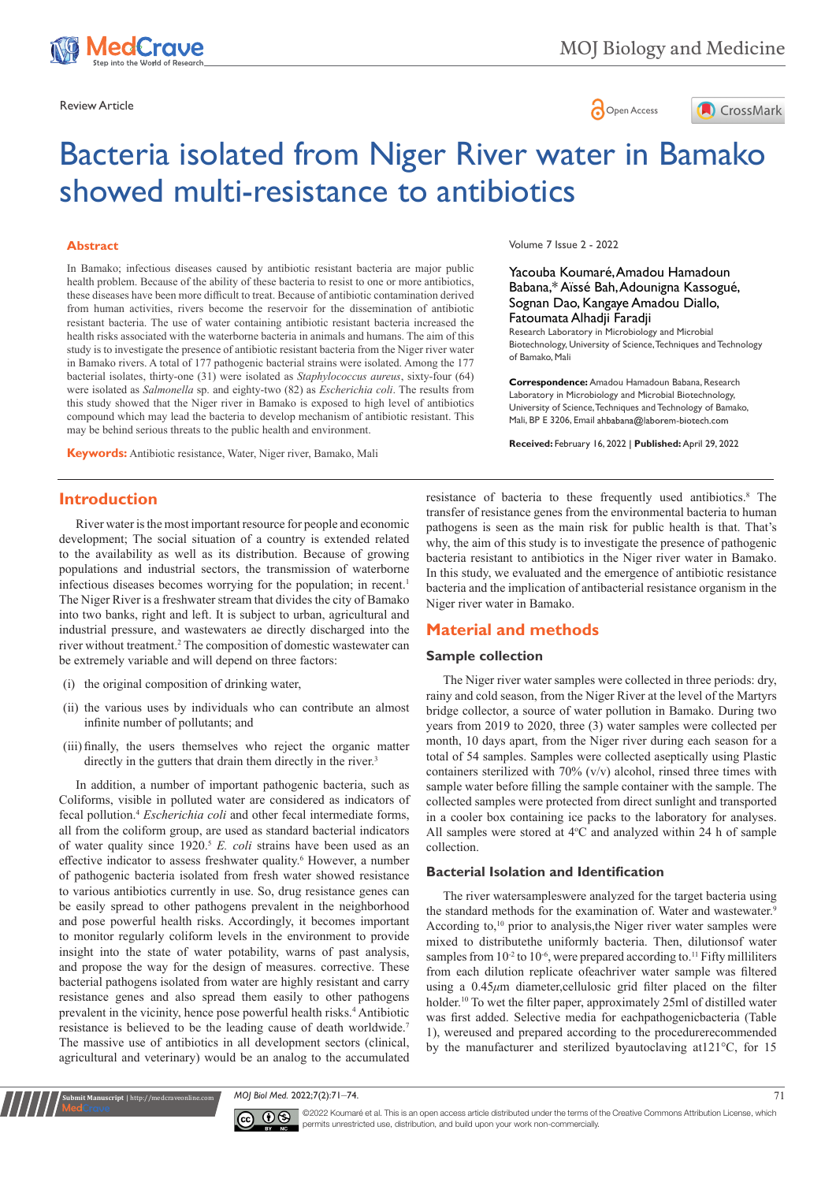Review Article

# Bacteria isolated from Niger River water in Bamako showed multi-resistance to antibiotics

Volume 7 Issue 2 - 2022

Yacouba Koumaré, Amadou Hamadoun Babana,* Aïssé Bah, Adounigna Kassogué, Sognan Dao, Kangaye Amadou Diallo, Fatoumata Alhadji Faradji

Research Laboratory in Microbiology and Microbial Biotechnology, University of Science, Techniques and Technology of Bamako, Mali

**Correspondence:** Amadou Hamadoun Babana, Research Laboratory in Microbiology and Microbial Biotechnology, University of Science, Techniques and Technology of Bamako, Mali, BP E 3206, Email ahbabana@laborem-biotech.com

**Received:** February 16, 2022 | **Published:** April 29, 2022

## Abstract

In Bamako; infectious diseases caused by antibiotic resistant bacteria are major public health problem. Because of the ability of these bacteria to resist to one or more antibiotics, these diseases have been more difficult to treat. Because of antibiotic contamination derived from human activities, rivers become the reservoir for the dissemination of antibiotic resistant bacteria. The use of water containing antibiotic resistant bacteria increased the health risks associated with the waterborne bacteria in animals and humans. The aim of this study is to investigate the presence of antibiotic resistant bacteria from the Niger river water in Bamako rivers. A total of 177 pathogenic bacterial strains were isolated. Among the 177 bacterial isolates, thirty-one (31) were isolated as *Staphylococcus aureus*, sixty-four (64) were isolated as *Salmonella* sp. and eighty-two (82) as *Escherichia coli*. The results from this study showed that the Niger river in Bamako is exposed to high level of antibiotics compound which may lead the bacteria to develop mechanism of antibiotic resistant. This may be behind serious threats to the public health and environment.

**Keywords:** Antibiotic resistance, Water, Niger river, Bamako, Mali

## Introduction

River water is the most important resource for people and economic development; The social situation of a country is extended related to the availability as well as its distribution. Because of growing populations and industrial sectors, the transmission of waterborne infectious diseases becomes worrying for the population; in recent.[1] The Niger River is a freshwater stream that divides the city of Bamako into two banks, right and left. It is subject to urban, agricultural and industrial pressure, and wastewaters ae directly discharged into the river without treatment.[2] The composition of domestic wastewater can be extremely variable and will depend on three factors:

(i) the original composition of drinking water,

(ii) the various uses by individuals who can contribute an almost infinite number of pollutants; and

(iii) finally, the users themselves who reject the organic matter directly in the gutters that drain them directly in the river.[3]

In addition, a number of important pathogenic bacteria, such as Coliforms, visible in polluted water are considered as indicators of fecal pollution.[4] *Escherichia coli* and other fecal intermediate forms, all from the coliform group, are used as standard bacterial indicators of water quality since 1920.[5] *E. coli* strains have been used as an effective indicator to assess freshwater quality.[6] However, a number of pathogenic bacteria isolated from fresh water showed resistance to various antibiotics currently in use. So, drug resistance genes can be easily spread to other pathogens prevalent in the neighborhood and pose powerful health risks. Accordingly, it becomes important to monitor regularly coliform levels in the environment to provide insight into the state of water potability, warns of past analysis, and propose the way for the design of measures. corrective. These bacterial pathogens isolated from water are highly resistant and carry resistance genes and also spread them easily to other pathogens prevalent in the vicinity, hence pose powerful health risks.[4] Antibiotic resistance is believed to be the leading cause of death worldwide.[7] The massive use of antibiotics in all development sectors (clinical, agricultural and veterinary) would be an analog to the accumulated resistance of bacteria to these frequently used antibiotics.[8] The transfer of resistance genes from the environmental bacteria to human pathogens is seen as the main risk for public health is that. That's why, the aim of this study is to investigate the presence of pathogenic bacteria resistant to antibiotics in the Niger river water in Bamako. In this study, we evaluated and the emergence of antibiotic resistance bacteria and the implication of antibacterial resistance organism in the Niger river water in Bamako.

## Material and methods

### Sample collection

The Niger river water samples were collected in three periods: dry, rainy and cold season, from the Niger River at the level of the Martyrs bridge collector, a source of water pollution in Bamako. During two years from 2019 to 2020, three (3) water samples were collected per month, 10 days apart, from the Niger river during each season for a total of 54 samples. Samples were collected aseptically using Plastic containers sterilized with 70% (v/v) alcohol, rinsed three times with sample water before filling the sample container with the sample. The collected samples were protected from direct sunlight and transported in a cooler box containing ice packs to the laboratory for analyses. All samples were stored at 4°C and analyzed within 24 h of sample collection.

### Bacterial Isolation and Identification

The river watersampleswere analyzed for the target bacteria using the standard methods for the examination of. Water and wastewater.[9] According to,[10] prior to analysis,the Niger river water samples were mixed to distributethe uniformly bacteria. Then, dilutionsof water samples from $10^{-2}$ to $10^{-6}$, were prepared according to.[11] Fifty milliliters from each dilution replicate ofeachriver water sample was filtered using a 0.45$\mu$m diameter,cellulosic grid filter placed on the filter holder.[10] To wet the filter paper, approximately 25ml of distilled water was first added. Selective media for eachpathogenicbacteria (Table 1), wereused and prepared according to the procedurerecommended by the manufacturer and sterilized byautoclaving at121°C, for 15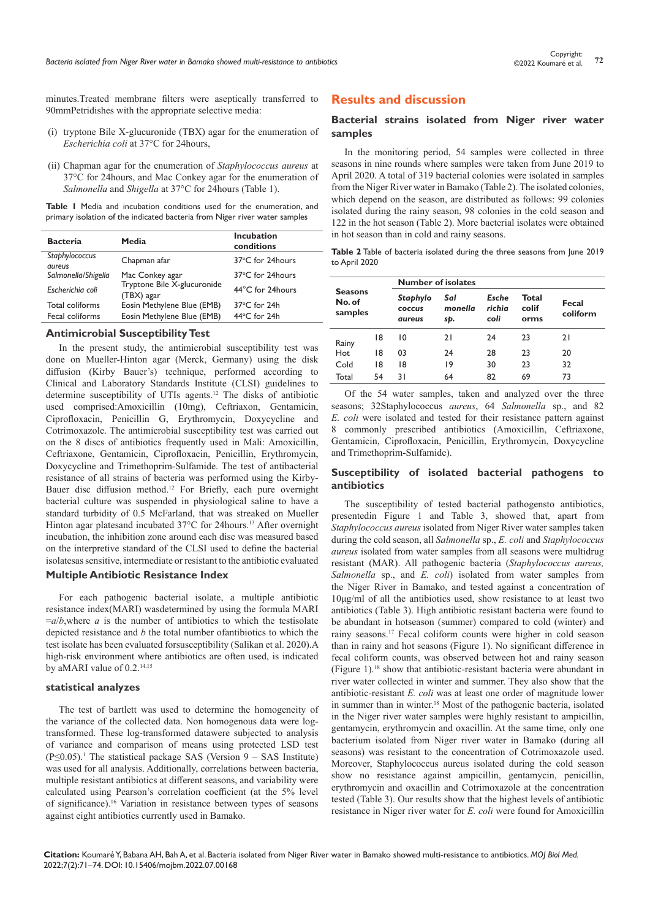minutes.Treated membrane filters were aseptically transferred to 90mmPetridishes with the appropriate selective media:

(i) tryptone Bile X-glucuronide (TBX) agar for the enumeration of *Escherichia coli* at 37°C for 24hours,

(ii) Chapman agar for the enumeration of *Staphylococcus aureus* at 37°C for 24hours, and Mac Conkey agar for the enumeration of *Salmonella* and *Shigella* at 37°C for 24hours (Table 1).

**Table 1** Media and incubation conditions used for the enumeration, and primary isolation of the indicated bacteria from Niger river water samples

| Bacteria | Media | Incubation conditions |
|---|---|---|
| *Staphylococcus aureus* | Chapman afar | 37°C for 24hours |
| *Salmonella/Shigella* | Mac Conkey agar | 37°C for 24hours |
| *Escherichia coli* | Tryptone Bile X-glucuronide (TBX) agar | 44°C for 24hours |
| Total coliforms | Eosin Methylene Blue (EMB) | 37°C for 24h |
| Fecal coliforms | Eosin Methylene Blue (EMB) | 44°C for 24h |

### Antimicrobial Susceptibility Test

In the present study, the antimicrobial susceptibility test was done on Mueller-Hinton agar (Merck, Germany) using the disk diffusion (Kirby Bauer's) technique, performed according to Clinical and Laboratory Standards Institute (CLSI) guidelines to determine susceptibility of UTIs agents.[12] The disks of antibiotic used comprised:Amoxicillin (10mg), Ceftriaxon, Gentamicin, Ciprofloxacin, Penicillin G, Erythromycin, Doxycycline and Cotrimoxazole. The antimicrobial susceptibility test was carried out on the 8 discs of antibiotics frequently used in Mali: Amoxicillin, Ceftriaxone, Gentamicin, Ciprofloxacin, Penicillin, Erythromycin, Doxycycline and Trimethoprim-Sulfamide. The test of antibacterial resistance of all strains of bacteria was performed using the Kirby-Bauer disc diffusion method.[12] For Briefly, each pure overnight bacterial culture was suspended in physiological saline to have a standard turbidity of 0.5 McFarland, that was streaked on Mueller Hinton agar platesand incubated 37°C for 24hours.[13] After overnight incubation, the inhibition zone around each disc was measured based on the interpretive standard of the CLSI used to define the bacterial isolatesas sensitive, intermediate or resistant to the antibiotic evaluated

### Multiple Antibiotic Resistance Index

For each pathogenic bacterial isolate, a multiple antibiotic resistance index(MARI) wasdetermined by using the formula MARI $=a/b$,where $a$ is the number of antibiotics to which the testisolate depicted resistance and $b$ the total number ofantibiotics to which the test isolate has been evaluated forsusceptibility (Salikan et al. 2020).A high-risk environment where antibiotics are often used, is indicated by aMARI value of 0.2.[14,15]

### statistical analyzes

The test of bartlett was used to determine the homogeneity of the variance of the collected data. Non homogenous data were log-transformed. These log-transformed datawere subjected to analysis of variance and comparison of means using protected LSD test ($P\leq0.05$).[1] The statistical package SAS (Version 9 – SAS Institute) was used for all analysis. Additionally, correlations between bacteria, multiple resistant antibiotics at different seasons, and variability were calculated using Pearson's correlation coefficient (at the 5% level of significance).[16] Variation in resistance between types of seasons against eight antibiotics currently used in Bamako.

## Results and discussion

### Bacterial strains isolated from Niger river water samples

In the monitoring period, 54 samples were collected in three seasons in nine rounds where samples were taken from June 2019 to April 2020. A total of 319 bacterial colonies were isolated in samples from the Niger River water in Bamako (Table 2). The isolated colonies, which depend on the season, are distributed as follows: 99 colonies isolated during the rainy season, 98 colonies in the cold season and 122 in the hot season (Table 2). More bacterial isolates were obtained in hot season than in cold and rainy seasons.

**Table 2** Table of bacteria isolated during the three seasons from June 2019 to April 2020

| Seasons | No. of samples | Number of isolates | | | | |
|---|---|---|---|---|---|---|
| | | *Staphylococcus aureus* | *Salmonella sp.* | *Escherichia coli* | Total coliforms | Fecal coliform |
| Rainy | 18 | 10 | 21 | 24 | 23 | 21 |
| Hot | 18 | 03 | 24 | 28 | 23 | 20 |
| Cold | 18 | 18 | 19 | 30 | 23 | 32 |
| Total | 54 | 31 | 64 | 82 | 69 | 73 |

Of the 54 water samples, taken and analyzed over the three seasons; 32Staphylococcus *aureus*, 64 *Salmonella* sp., and 82 *E. coli* were isolated and tested for their resistance pattern against 8 commonly prescribed antibiotics (Amoxicillin, Ceftriaxone, Gentamicin, Ciprofloxacin, Penicillin, Erythromycin, Doxycycline and Trimethoprim-Sulfamide).

### Susceptibility of isolated bacterial pathogens to antibiotics

The susceptibility of tested bacterial pathogensto antibiotics, presentedin Figure 1 and Table 3, showed that, apart from *Staphylococcus aureus* isolated from Niger River water samples taken during the cold season, all *Salmonella* sp., *E. coli* and *Staphylococcus aureus* isolated from water samples from all seasons were multidrug resistant (MAR). All pathogenic bacteria (*Staphylococcus aureus, Salmonella* sp., and *E. coli*) isolated from water samples from the Niger River in Bamako, and tested against a concentration of 10µg/ml of all the antibiotics used, show resistance to at least two antibiotics (Table 3). High antibiotic resistant bacteria were found to be abundant in hotseason (summer) compared to cold (winter) and rainy seasons.[17] Fecal coliform counts were higher in cold season than in rainy and hot seasons (Figure 1). No significant difference in fecal coliform counts, was observed between hot and rainy season (Figure 1).[18] show that antibiotic-resistant bacteria were abundant in river water collected in winter and summer. They also show that the antibiotic-resistant *E. coli* was at least one order of magnitude lower in summer than in winter.[18] Most of the pathogenic bacteria, isolated in the Niger river water samples were highly resistant to ampicillin, gentamycin, erythromycin and oxacillin. At the same time, only one bacterium isolated from Niger river water in Bamko (during all seasons) was resistant to the concentration of Cotrimoxazole used. Moreover, Staphylococcus aureus isolated during the cold season show no resistance against ampicillin, gentamycin, penicillin, erythromycin and oxacillin and Cotrimoxazole at the concentration tested (Table 3). Our results show that the highest levels of antibiotic resistance in Niger river water for *E. coli* were found for Amoxicillin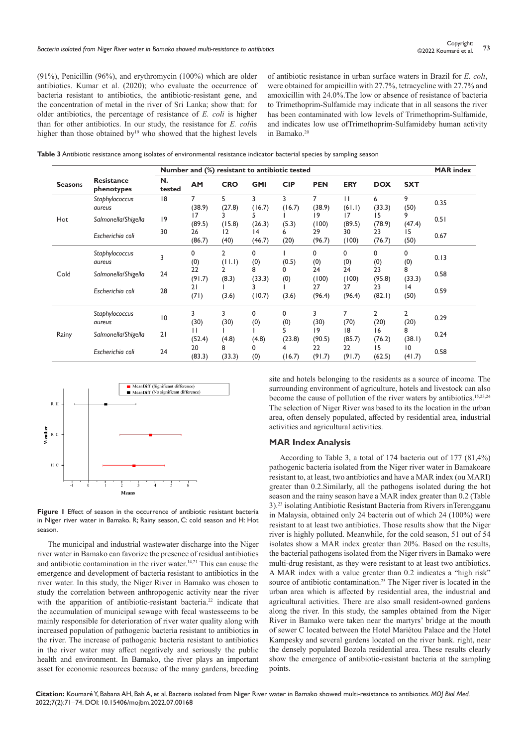(91%), Penicillin (96%), and erythromycin (100%) which are older antibiotics. Kumar et al. (2020); who evaluate the occurrence of bacteria resistant to antibiotics, the antibiotic-resistant gene, and the concentration of metal in the river of Sri Lanka; show that: for older antibiotics, the percentage of resistance of *E. coli* is higher than for other antibiotics. In our study, the resistance for *E. coli*is higher than those obtained by[19] who showed that the highest levels of antibiotic resistance in urban surface waters in Brazil for *E. coli*, were obtained for ampicillin with 27.7%, tetracycline with 27.7% and amoxicillin with 24.0%.The low or absence of resistance of bacteria to Trimethoprim-Sulfamide may indicate that in all seasons the river has been contaminated with low levels of Trimethoprim-Sulfamide, and indicates low use ofTrimethoprim-Sulfamideby human activity in Bamako.[20]

**Table 3** Antibiotic resistance among isolates of environmental resistance indicator bacterial species by sampling season

| Seasons | Resistance phenotypes | Number and (%) resistant to antibiotic tested | | | | | | | | | MAR index |
|---|---|---|---|---|---|---|---|---|---|---|---|
| | | N. tested | AM | CRO | GMI | CIP | PEN | ERY | DOX | SXT | |
| Hot | *Staphylococcus aureus* | 18 | 7 (38.9) | 5 (27.8) | 3 (16.7) | 3 (16.7) | 7 (38.9) | 11 (61.1) | 6 (33.3) | 9 (50) | 0.35 |
| | *Salmonella/Shigella* | 19 | 17 (89.5) | 3 (15.8) | 5 (26.3) | 1 (5.3) | 19 (100) | 17 (89.5) | 15 (78.9) | 9 (47.4) | 0.51 |
| | *Escherichia coli* | 30 | 26 (86.7) | 12 (40) | 14 (46.7) | 6 (20) | 29 (96.7) | 30 (100) | 23 (76.7) | 15 (50) | 0.67 |
| Cold | *Staphylococcus aureus* | 3 | 0 (0) | 2 (11.1) | 0 (0) | 1 (0.5) | 0 (0) | 0 (0) | 0 (0) | 0 (0) | 0.13 |
| | *Salmonella/Shigella* | 24 | 22 (91.7) | 2 (8.3) | 8 (33.3) | 0 (0) | 24 (100) | 24 (100) | 23 (95.8) | 8 (33.3) | 0.58 |
| | *Escherichia coli* | 28 | 21 (71) | 1 (3.6) | 3 (10.7) | 1 (3.6) | 27 (96.4) | 27 (96.4) | 23 (82.1) | 14 (50) | 0.59 |
| Rainy | *Staphylococcus aureus* | 10 | 3 (30) | 3 (30) | 0 (0) | 0 (0) | 3 (30) | 7 (70) | 2 (20) | 2 (20) | 0.29 |
| | *Salmonella/Shigella* | 21 | 11 (52.4) | 1 (4.8) | 1 (4.8) | 5 (23.8) | 19 (90.5) | 18 (85.7) | 16 (76.2) | 8 (38.1) | 0.24 |
| | *Escherichia coli* | 24 | 20 (83.3) | 8 (33.3) | 0 (0) | 4 (16.7) | 22 (91.7) | 22 (91.7) | 15 (62.5) | 10 (41.7) | 0.58 |

**Figure 1** Effect of season in the occurrence of antibiotic resistant bacteria in Niger river water in Bamako. R; Rainy season, C: cold season and H: Hot season.

The municipal and industrial wastewater discharge into the Niger river water in Bamako can favorize the presence of residual antibiotics and antibiotic contamination in the river water.[14,21] This can cause the emergence and development of bacteria resistant to antibiotics in the river water. In this study, the Niger River in Bamako was chosen to study the correlation between anthropogenic activity near the river with the apparition of antibiotic-resistant bacteria.[22] indicate that the accumulation of municipal sewage with fecal wastesseems to be mainly responsible for deterioration of river water quality along with increased population of pathogenic bacteria resistant to antibiotics in the river. The increase of pathogenic bacteria resistant to antibiotics in the river water may affect negatively and seriously the public health and environment. In Bamako, the river plays an important asset for economic resources because of the many gardens, breeding site and hotels belonging to the residents as a source of income. The surrounding environment of agriculture, hotels and livestock can also become the cause of pollution of the river waters by antibiotics.[15,23,24] The selection of Niger River was based to its the location in the urban area, often densely populated, affected by residential area, industrial activities and agricultural activities.

## MAR Index Analysis

According to Table 3, a total of 174 bacteria out of 177 (81,4%) pathogenic bacteria isolated from the Niger river water in Bamakoare resistant to, at least, two antibiotics and have a MAR index (ou MARI) greater than 0.2.Similarly, all the pathogens isolated during the hot season and the rainy season have a MAR index greater than 0.2 (Table 3).[23] isolating Antibiotic Resistant Bacteria from Rivers inTerengganu in Malaysia, obtained only 24 bacteria out of which 24 (100%) were resistant to at least two antibiotics. Those results show that the Niger river is highly polluted. Meanwhile, for the cold season, 51 out of 54 isolates show a MAR index greater than 20%. Based on the results, the bacterial pathogens isolated from the Niger rivers in Bamako were multi-drug resistant, as they were resistant to at least two antibiotics. A MAR index with a value greater than 0.2 indicates a "high risk" source of antibiotic contamination.[25] The Niger river is located in the urban area which is affected by residential area, the industrial and agricultural activities. There are also small resident-owned gardens along the river. In this study, the samples obtained from the Niger River in Bamako were taken near the martyrs' bridge at the mouth of sewer C located between the Hotel Mariétou Palace and the Hotel Kampesky and several gardens located on the river bank. right, near the densely populated Bozola residential area. These results clearly show the emergence of antibiotic-resistant bacteria at the sampling points.

**Citation:** Koumaré Y, Babana AH, Bah A, et al. Bacteria isolated from Niger River water in Bamako showed multi-resistance to antibiotics. *MOJ Biol Med.* 2022;7(2):71‒74. DOI: 10.15406/mojbm.2022.07.00168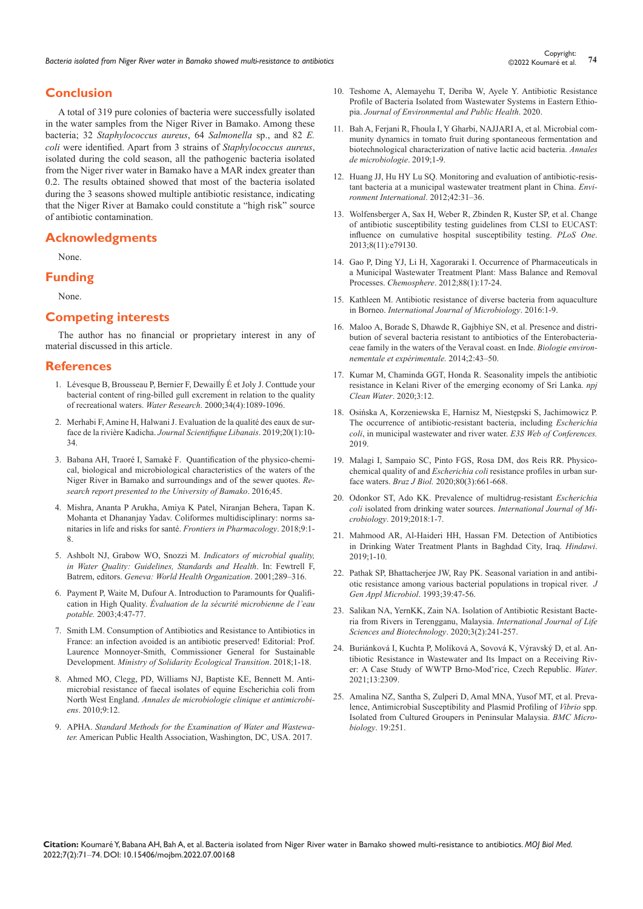## Conclusion

A total of 319 pure colonies of bacteria were successfully isolated in the water samples from the Niger River in Bamako. Among these bacteria; 32 *Staphylococcus aureus*, 64 *Salmonella* sp., and 82 *E. coli* were identified. Apart from 3 strains of *Staphylococcus aureus*, isolated during the cold season, all the pathogenic bacteria isolated from the Niger river water in Bamako have a MAR index greater than 0.2. The results obtained showed that most of the bacteria isolated during the 3 seasons showed multiple antibiotic resistance, indicating that the Niger River at Bamako could constitute a "high risk" source of antibiotic contamination.

## Acknowledgments

None.

## Funding

None.

## Competing interests

The author has no financial or proprietary interest in any of material discussed in this article.

## References

1. Lévesque B, Brousseau P, Bernier F, Dewailly É et Joly J. Conttude your bacterial content of ring-billed gull excrement in relation to the quality of recreational waters. *Water Research*. 2000;34(4):1089-1096.
2. Merhabi F, Amine H, Halwani J. Evaluation de la qualité des eaux de surface de la rivière Kadicha. *Journal Scientifique Libanais*. 2019;20(1):10-34.
3. Babana AH, Traoré I, Samaké F. Quantification of the physico-chemical, biological and microbiological characteristics of the waters of the Niger River in Bamako and surroundings and of the sewer quotes. *Research report presented to the University of Bamako*. 2016;45.
4. Mishra, Ananta P Arukha, Amiya K Patel, Niranjan Behera, Tapan K. Mohanta et Dhananjay Yadav. Coliformes multidisciplinary: norms sanitaries in life and risks for santé. *Frontiers in Pharmacology*. 2018;9:1-8.
5. Ashbolt NJ, Grabow WO, Snozzi M. *Indicators of microbial quality, in Water Quality: Guidelines, Standards and Health*. In: Fewtrell F, Batrem, editors. *Geneva: World Health Organization*. 2001;289–316.
6. Payment P, Waite M, Dufour A. Introduction to Paramounts for Qualification in High Quality. *Évaluation de la sécurité microbienne de l'eau potable.* 2003;4:47-77.
7. Smith LM. Consumption of Antibiotics and Resistance to Antibiotics in France: an infection avoided is an antibiotic preserved! Editorial: Prof. Laurence Monnoyer-Smith, Commissioner General for Sustainable Development. *Ministry of Solidarity Ecological Transition*. 2018;1-18.
8. Ahmed MO, Clegg, PD, Williams NJ, Baptiste KE, Bennett M. Antimicrobial resistance of faecal isolates of equine Escherichia coli from North West England. *Annales de microbiologie clinique et antimicrobiens*. 2010;9:12.
9. APHA. *Standard Methods for the Examination of Water and Wastewater.* American Public Health Association, Washington, DC, USA. 2017.
10. Teshome A, Alemayehu T, Deriba W, Ayele Y. Antibiotic Resistance Profile of Bacteria Isolated from Wastewater Systems in Eastern Ethiopia. *Journal of Environmental and Public Health*. 2020.
11. Bah A, Ferjani R, Fhoula I, Y Gharbi, NAJJARI A, et al. Microbial community dynamics in tomato fruit during spontaneous fermentation and biotechnological characterization of native lactic acid bacteria. *Annales de microbiologie*. 2019;1-9.
12. Huang JJ, Hu HY Lu SQ. Monitoring and evaluation of antibiotic-resistant bacteria at a municipal wastewater treatment plant in China. *Environment International*. 2012;42:31–36.
13. Wolfensberger A, Sax H, Weber R, Zbinden R, Kuster SP, et al. Change of antibiotic susceptibility testing guidelines from CLSI to EUCAST: influence on cumulative hospital susceptibility testing. *PLoS One*. 2013;8(11):e79130.
14. Gao P, Ding YJ, Li H, Xagoraraki I. Occurrence of Pharmaceuticals in a Municipal Wastewater Treatment Plant: Mass Balance and Removal Processes. *Chemosphere*. 2012;88(1):17-24.
15. Kathleen M. Antibiotic resistance of diverse bacteria from aquaculture in Borneo. *International Journal of Microbiology*. 2016:1-9.
16. Maloo A, Borade S, Dhawde R, Gajbhiye SN, et al. Presence and distribution of several bacteria resistant to antibiotics of the Enterobacteriaceae family in the waters of the Veraval coast. en Inde. *Biologie environnementale et expérimentale.* 2014;2:43–50.
17. Kumar M, Chaminda GGT, Honda R. Seasonality impels the antibiotic resistance in Kelani River of the emerging economy of Sri Lanka. *npj Clean Water*. 2020;3:12.
18. Osińska A, Korzeniewska E, Harnisz M, Niestępski S, Jachimowicz P. The occurrence of antibiotic-resistant bacteria, including *Escherichia coli*, in municipal wastewater and river water. *E3S Web of Conferences.* 2019.
19. Malagi I, Sampaio SC, Pinto FGS, Rosa DM, dos Reis RR. Physicochemical quality of and *Escherichia coli* resistance profiles in urban surface waters. *Braz J Biol.* 2020;80(3):661-668.
20. Odonkor ST, Ado KK. Prevalence of multidrug-resistant *Escherichia coli* isolated from drinking water sources. *International Journal of Microbiology*. 2019;2018:1-7.
21. Mahmood AR, Al-Haideri HH, Hassan FM. Detection of Antibiotics in Drinking Water Treatment Plants in Baghdad City, Iraq. *Hindawi*. 2019;1-10.
22. Pathak SP, Bhattacherjee JW, Ray PK. Seasonal variation in and antibiotic resistance among various bacterial populations in tropical river. *J Gen Appl Microbiol*. 1993;39:47-56.
23. Salikan NA, YernKK, Zain NA. Isolation of Antibiotic Resistant Bacteria from Rivers in Terengganu, Malaysia. *International Journal of Life Sciences and Biotechnology*. 2020;3(2):241-257.
24. Buriánková I, Kuchta P, Molíková A, Sovová K, Výravský D, et al. Antibiotic Resistance in Wastewater and Its Impact on a Receiving River: A Case Study of WWTP Brno-Mod˘rice, Czech Republic. *Water*. 2021;13:2309.
25. Amalina NZ, Santha S, Zulperi D, Amal MNA, Yusof MT, et al. Prevalence, Antimicrobial Susceptibility and Plasmid Profiling of *Vibrio* spp. Isolated from Cultured Groupers in Peninsular Malaysia. *BMC Microbiology*. 19:251.